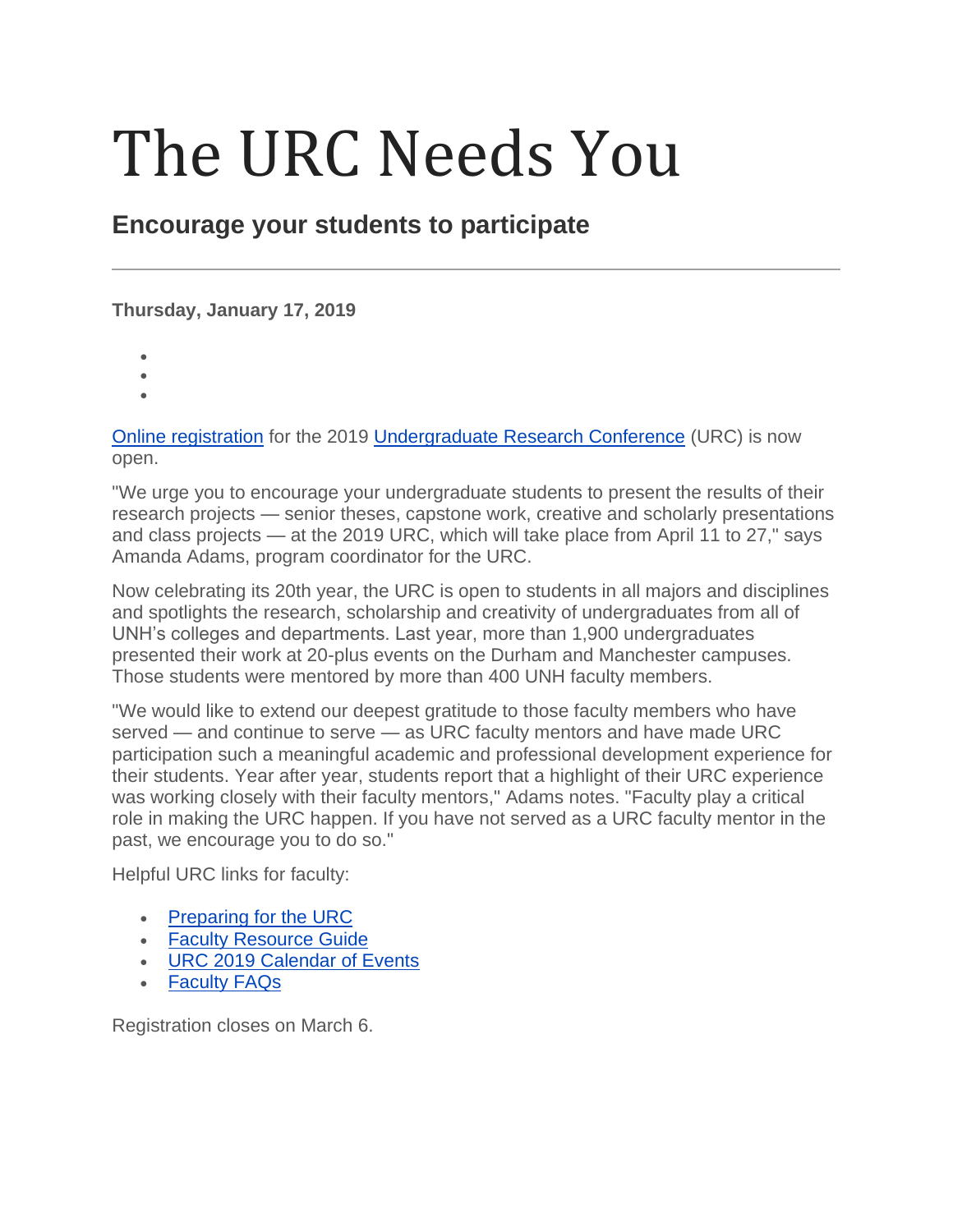# The URC Needs You

## Encourage your students to participate

---

**Thursday, January 17, 2019**

Online registration for the 2019 Undergraduate Research Conference (URC) is now open.

"We urge you to encourage your undergraduate students to present the results of their research projects — senior theses, capstone work, creative and scholarly presentations and class projects — at the 2019 URC, which will take place from April 11 to 27," says Amanda Adams, program coordinator for the URC.

Now celebrating its 20th year, the URC is open to students in all majors and disciplines and spotlights the research, scholarship and creativity of undergraduates from all of UNH's colleges and departments. Last year, more than 1,900 undergraduates presented their work at 20-plus events on the Durham and Manchester campuses. Those students were mentored by more than 400 UNH faculty members.

"We would like to extend our deepest gratitude to those faculty members who have served — and continue to serve — as URC faculty mentors and have made URC participation such a meaningful academic and professional development experience for their students. Year after year, students report that a highlight of their URC experience was working closely with their faculty mentors," Adams notes. "Faculty play a critical role in making the URC happen. If you have not served as a URC faculty mentor in the past, we encourage you to do so."

Helpful URC links for faculty:

- Preparing for the URC
- Faculty Resource Guide
- URC 2019 Calendar of Events
- Faculty FAQs

Registration closes on March 6.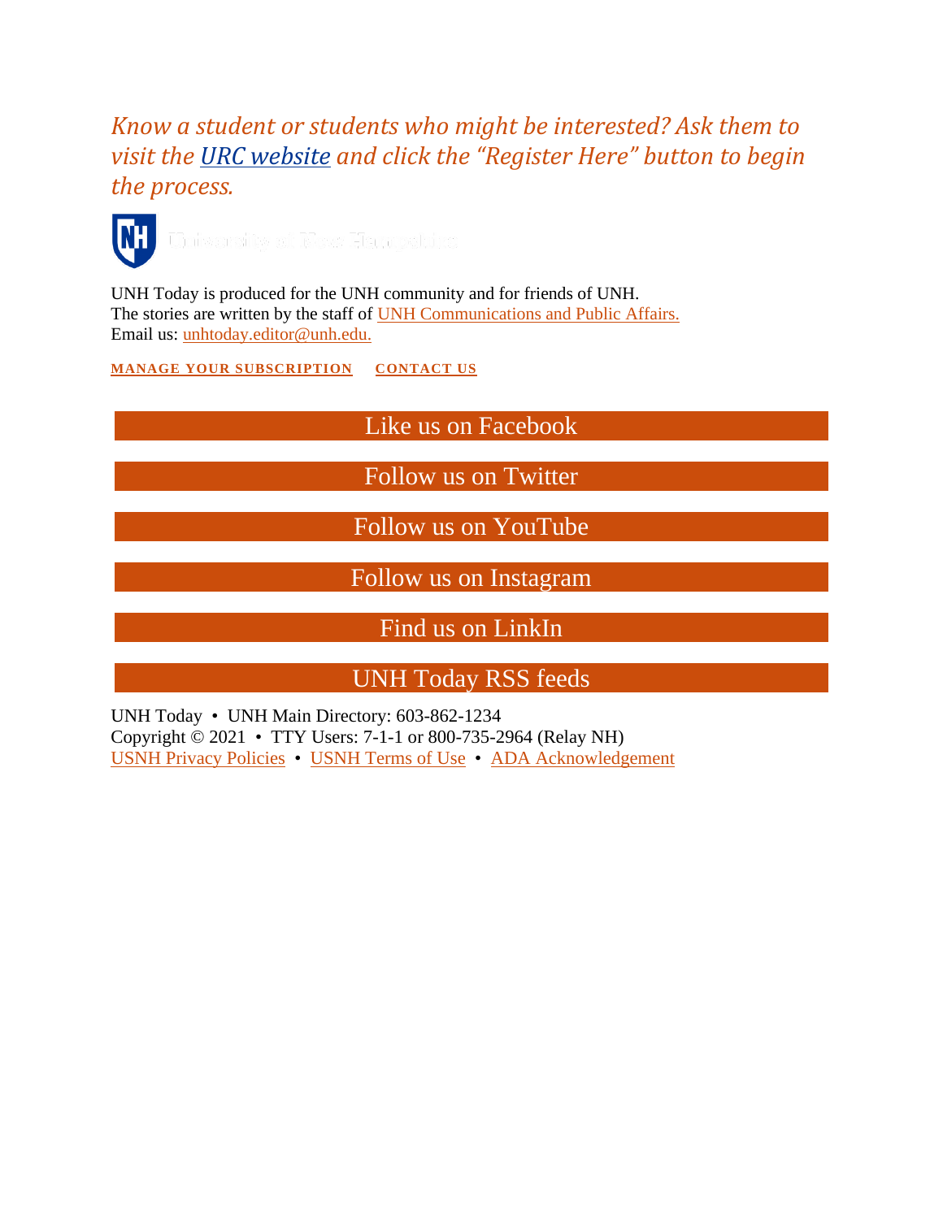*Know a student or students who might be interested? Ask them to visit the URC website and click the "Register Here" button to begin the process.*

UNH Today is produced for the UNH community and for friends of UNH.
The stories are written by the staff of UNH Communications and Public Affairs.
Email us: unhtoday.editor@unh.edu.

**MANAGE YOUR SUBSCRIPTION** **CONTACT US**

Like us on Facebook

Follow us on Twitter

Follow us on YouTube

Follow us on Instagram

Find us on LinkIn

UNH Today RSS feeds

UNH Today • UNH Main Directory: 603-862-1234
Copyright © 2021 • TTY Users: 7-1-1 or 800-735-2964 (Relay NH)
USNH Privacy Policies • USNH Terms of Use • ADA Acknowledgement